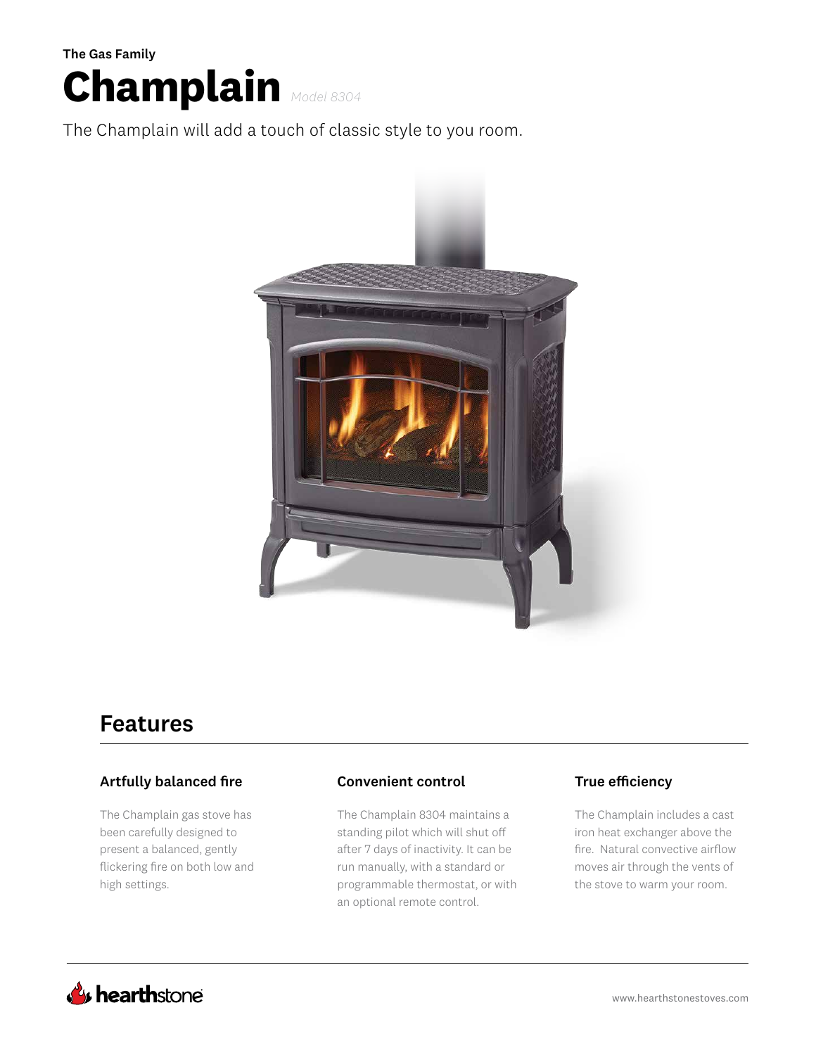The Gas Family

# Champlain *Model 8304*

The Champlain will add a touch of classic style to you room.

## Features

### Artfully balanced fire

The Champlain gas stove has been carefully designed to present a balanced, gently flickering fire on both low and high settings.

### Convenient control

The Champlain 8304 maintains a standing pilot which will shut off after 7 days of inactivity. It can be run manually, with a standard or programmable thermostat, or with an optional remote control.

### True efficiency

The Champlain includes a cast iron heat exchanger above the fire. Natural convective airflow moves air through the vents of the stove to warm your room.

hearthstone

www.hearthstonestoves.com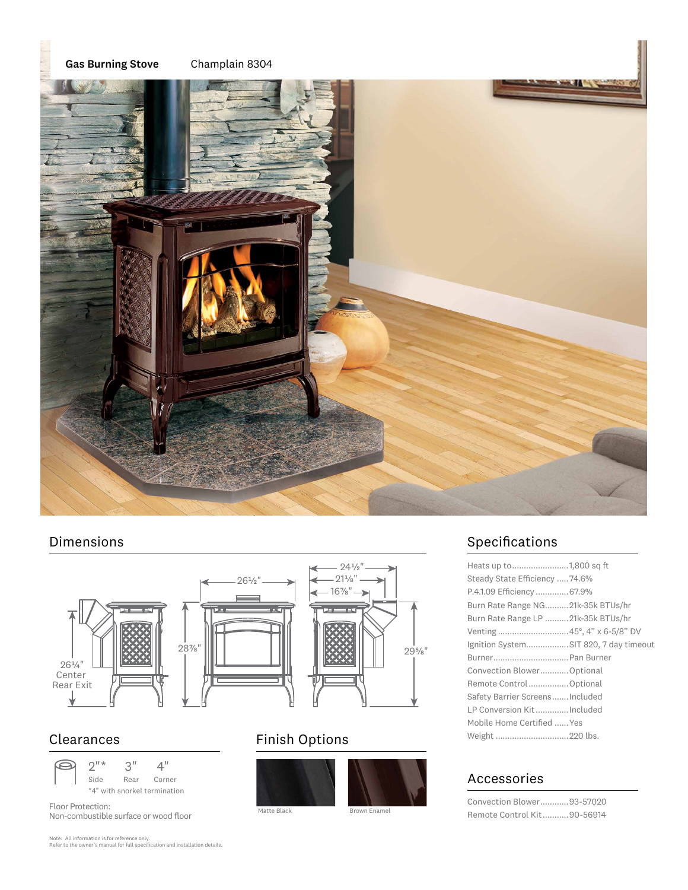**Gas Burning Stove** Champlain 8304

## Dimensions

24½"
21⅛"
16⅞"
26½"
26¼" Center Rear Exit
28⅞"
29⅝"

## Clearances

| 2"* | 3" | 4" |
|---|---|---|
| Side | Rear | Corner |

*4" with snorkel termination

Floor Protection:
Non-combustible surface or wood floor

## Finish Options

Matte Black

Brown Enamel

## Specifications

| | |
|---|---|
| Heats up to | 1,800 sq ft |
| Steady State Efficiency | 74.6% |
| P.4.1.09 Efficiency | 67.9% |
| Burn Rate Range NG | 21k-35k BTUs/hr |
| Burn Rate Range LP | 21k-35k BTUs/hr |
| Venting | 45°, 4" x 6-5/8" DV |
| Ignition System | SIT 820, 7 day timeout |
| Burner | Pan Burner |
| Convection Blower | Optional |
| Remote Control | Optional |
| Safety Barrier Screens | Included |
| LP Conversion Kit | Included |
| Mobile Home Certified | Yes |
| Weight | 220 lbs. |

## Accessories

| | |
|---|---|
| Convection Blower | 93-57020 |
| Remote Control Kit | 90-56914 |

Note: All information is for reference only.
Refer to the owner's manual for full specification and installation details.